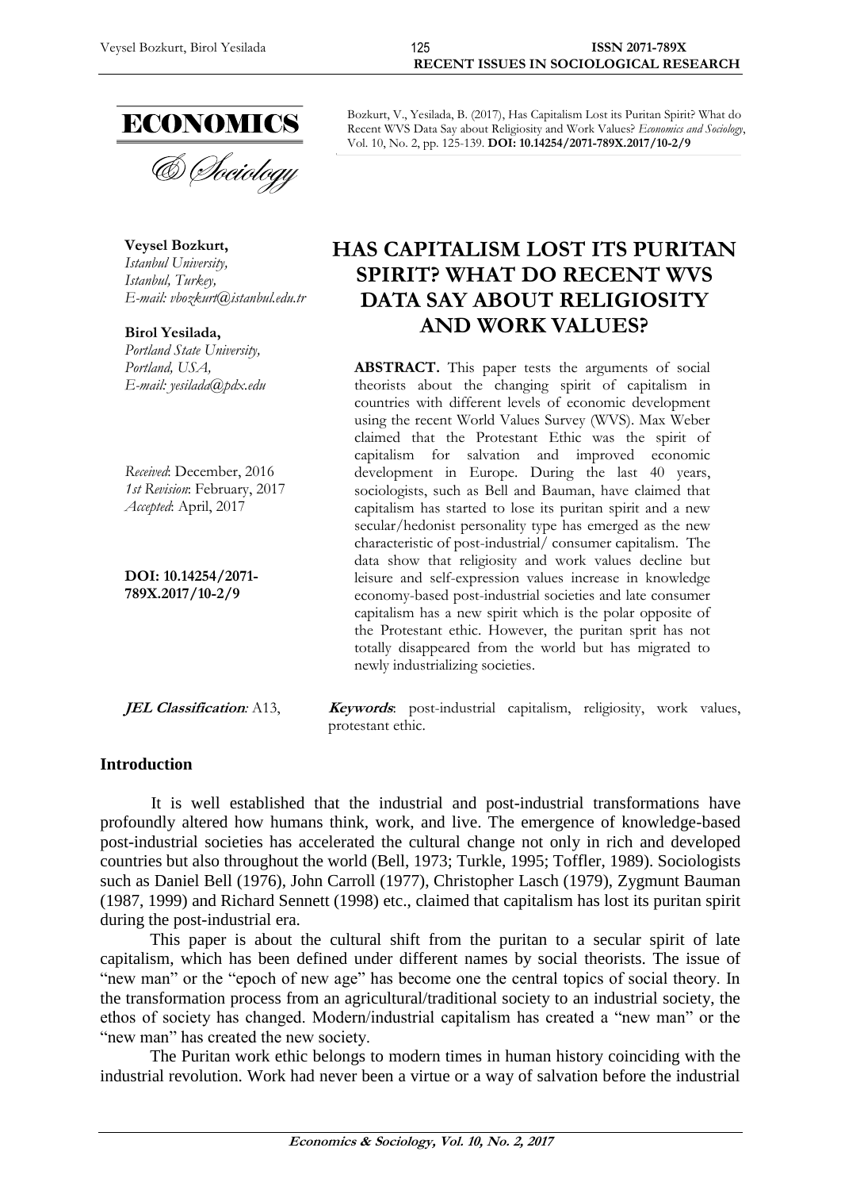ECONOMICS

& Sociology

Bozkurt, V., Yesilada, B. (2017), Has Capitalism Lost its Puritan Spirit? What do Recent WVS Data Say about Religiosity and Work Values? *Economics and Sociology*, Vol. 10, No. 2, pp. 125-139. **DOI: 10.14254/2071-789X.2017/10-2/9**

**Veysel Bozkurt,**
*Istanbul University,*
*Istanbul, Turkey,*
*E-mail: vbozkurt@istanbul.edu.tr*

**Birol Yesilada,**
*Portland State University,*
*Portland, USA,*
*E-mail: yesilada@pdx.edu*

*Received*: December, 2016
*1st Revision*: February, 2017
*Accepted*: April, 2017

**DOI: 10.14254/2071-789X.2017/10-2/9**

# HAS CAPITALISM LOST ITS PURITAN SPIRIT? WHAT DO RECENT WVS DATA SAY ABOUT RELIGIOSITY AND WORK VALUES?

**ABSTRACT.** This paper tests the arguments of social theorists about the changing spirit of capitalism in countries with different levels of economic development using the recent World Values Survey (WVS). Max Weber claimed that the Protestant Ethic was the spirit of capitalism for salvation and improved economic development in Europe. During the last 40 years, sociologists, such as Bell and Bauman, have claimed that capitalism has started to lose its puritan spirit and a new secular/hedonist personality type has emerged as the new characteristic of post-industrial/ consumer capitalism. The data show that religiosity and work values decline but leisure and self-expression values increase in knowledge economy-based post-industrial societies and late consumer capitalism has a new spirit which is the polar opposite of the Protestant ethic. However, the puritan sprit has not totally disappeared from the world but has migrated to newly industrializing societies.

***JEL Classification**:* A13,

***Keywords***: post-industrial capitalism, religiosity, work values, protestant ethic.

## Introduction

It is well established that the industrial and post-industrial transformations have profoundly altered how humans think, work, and live. The emergence of knowledge-based post-industrial societies has accelerated the cultural change not only in rich and developed countries but also throughout the world (Bell, 1973; Turkle, 1995; Toffler, 1989). Sociologists such as Daniel Bell (1976), John Carroll (1977), Christopher Lasch (1979), Zygmunt Bauman (1987, 1999) and Richard Sennett (1998) etc., claimed that capitalism has lost its puritan spirit during the post-industrial era.

This paper is about the cultural shift from the puritan to a secular spirit of late capitalism, which has been defined under different names by social theorists. The issue of "new man" or the "epoch of new age" has become one the central topics of social theory. In the transformation process from an agricultural/traditional society to an industrial society, the ethos of society has changed. Modern/industrial capitalism has created a "new man" or the "new man" has created the new society.

The Puritan work ethic belongs to modern times in human history coinciding with the industrial revolution. Work had never been a virtue or a way of salvation before the industrial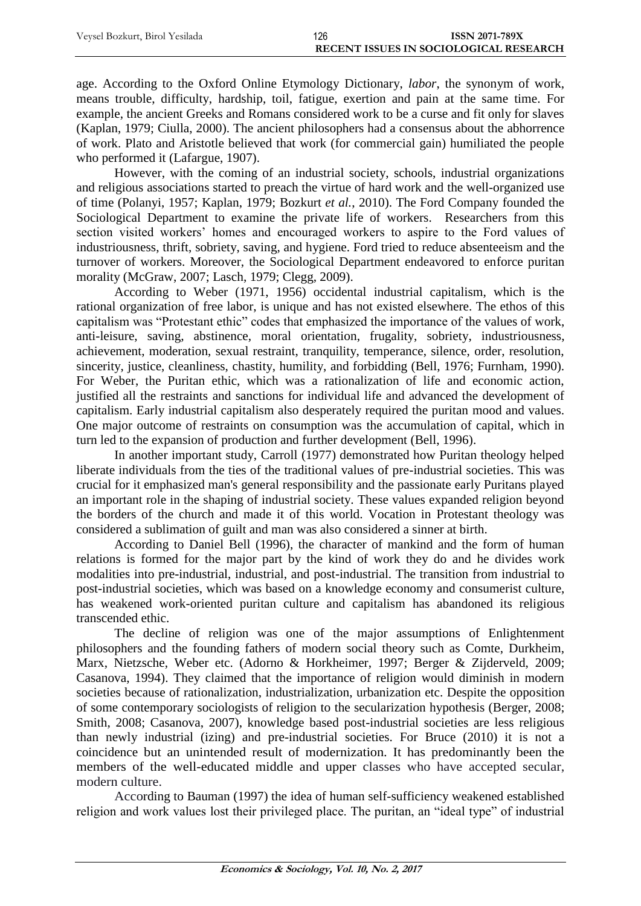age. According to the Oxford Online Etymology Dictionary, *labor*, the synonym of work, means trouble, difficulty, hardship, toil, fatigue, exertion and pain at the same time. For example, the ancient Greeks and Romans considered work to be a curse and fit only for slaves (Kaplan, 1979; Ciulla, 2000). The ancient philosophers had a consensus about the abhorrence of work. Plato and Aristotle believed that work (for commercial gain) humiliated the people who performed it (Lafargue, 1907).

However, with the coming of an industrial society, schools, industrial organizations and religious associations started to preach the virtue of hard work and the well-organized use of time (Polanyi, 1957; Kaplan, 1979; Bozkurt *et al.*, 2010). The Ford Company founded the Sociological Department to examine the private life of workers. Researchers from this section visited workers' homes and encouraged workers to aspire to the Ford values of industriousness, thrift, sobriety, saving, and hygiene. Ford tried to reduce absenteeism and the turnover of workers. Moreover, the Sociological Department endeavored to enforce puritan morality (McGraw, 2007; Lasch, 1979; Clegg, 2009).

According to Weber (1971, 1956) occidental industrial capitalism, which is the rational organization of free labor, is unique and has not existed elsewhere. The ethos of this capitalism was "Protestant ethic" codes that emphasized the importance of the values of work, anti-leisure, saving, abstinence, moral orientation, frugality, sobriety, industriousness, achievement, moderation, sexual restraint, tranquility, temperance, silence, order, resolution, sincerity, justice, cleanliness, chastity, humility, and forbidding (Bell, 1976; Furnham, 1990). For Weber, the Puritan ethic, which was a rationalization of life and economic action, justified all the restraints and sanctions for individual life and advanced the development of capitalism. Early industrial capitalism also desperately required the puritan mood and values. One major outcome of restraints on consumption was the accumulation of capital, which in turn led to the expansion of production and further development (Bell, 1996).

In another important study, Carroll (1977) demonstrated how Puritan theology helped liberate individuals from the ties of the traditional values of pre-industrial societies. This was crucial for it emphasized man's general responsibility and the passionate early Puritans played an important role in the shaping of industrial society. These values expanded religion beyond the borders of the church and made it of this world. Vocation in Protestant theology was considered a sublimation of guilt and man was also considered a sinner at birth.

According to Daniel Bell (1996), the character of mankind and the form of human relations is formed for the major part by the kind of work they do and he divides work modalities into pre-industrial, industrial, and post-industrial. The transition from industrial to post-industrial societies, which was based on a knowledge economy and consumerist culture, has weakened work-oriented puritan culture and capitalism has abandoned its religious transcended ethic.

The decline of religion was one of the major assumptions of Enlightenment philosophers and the founding fathers of modern social theory such as Comte, Durkheim, Marx, Nietzsche, Weber etc. (Adorno & Horkheimer, 1997; Berger & Zijderveld, 2009; Casanova, 1994). They claimed that the importance of religion would diminish in modern societies because of rationalization, industrialization, urbanization etc. Despite the opposition of some contemporary sociologists of religion to the secularization hypothesis (Berger, 2008; Smith, 2008; Casanova, 2007), knowledge based post-industrial societies are less religious than newly industrial (izing) and pre-industrial societies. For Bruce (2010) it is not a coincidence but an unintended result of modernization. It has predominantly been the members of the well-educated middle and upper classes who have accepted secular, modern culture.

According to Bauman (1997) the idea of human self-sufficiency weakened established religion and work values lost their privileged place. The puritan, an "ideal type" of industrial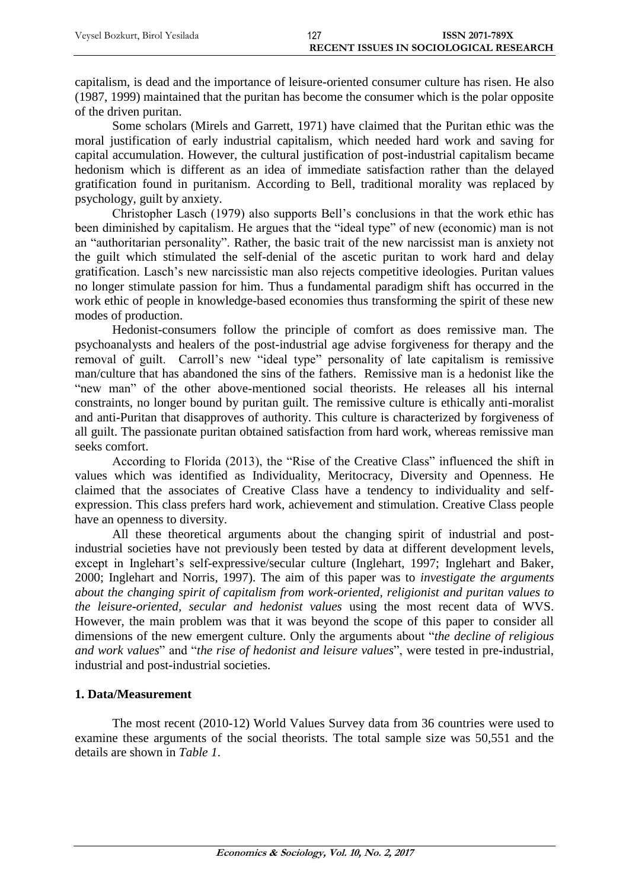capitalism, is dead and the importance of leisure-oriented consumer culture has risen. He also (1987, 1999) maintained that the puritan has become the consumer which is the polar opposite of the driven puritan.

Some scholars (Mirels and Garrett, 1971) have claimed that the Puritan ethic was the moral justification of early industrial capitalism, which needed hard work and saving for capital accumulation. However, the cultural justification of post-industrial capitalism became hedonism which is different as an idea of immediate satisfaction rather than the delayed gratification found in puritanism. According to Bell, traditional morality was replaced by psychology, guilt by anxiety.

Christopher Lasch (1979) also supports Bell's conclusions in that the work ethic has been diminished by capitalism. He argues that the "ideal type" of new (economic) man is not an "authoritarian personality". Rather, the basic trait of the new narcissist man is anxiety not the guilt which stimulated the self-denial of the ascetic puritan to work hard and delay gratification. Lasch's new narcissistic man also rejects competitive ideologies. Puritan values no longer stimulate passion for him. Thus a fundamental paradigm shift has occurred in the work ethic of people in knowledge-based economies thus transforming the spirit of these new modes of production.

Hedonist-consumers follow the principle of comfort as does remissive man. The psychoanalysts and healers of the post-industrial age advise forgiveness for therapy and the removal of guilt. Carroll's new "ideal type" personality of late capitalism is remissive man/culture that has abandoned the sins of the fathers. Remissive man is a hedonist like the "new man" of the other above-mentioned social theorists. He releases all his internal constraints, no longer bound by puritan guilt. The remissive culture is ethically anti-moralist and anti-Puritan that disapproves of authority. This culture is characterized by forgiveness of all guilt. The passionate puritan obtained satisfaction from hard work, whereas remissive man seeks comfort.

According to Florida (2013), the "Rise of the Creative Class" influenced the shift in values which was identified as Individuality, Meritocracy, Diversity and Openness. He claimed that the associates of Creative Class have a tendency to individuality and self-expression. This class prefers hard work, achievement and stimulation. Creative Class people have an openness to diversity.

All these theoretical arguments about the changing spirit of industrial and post-industrial societies have not previously been tested by data at different development levels, except in Inglehart's self-expressive/secular culture (Inglehart, 1997; Inglehart and Baker, 2000; Inglehart and Norris, 1997). The aim of this paper was to *investigate the arguments about the changing spirit of capitalism from work-oriented, religionist and puritan values to the leisure-oriented, secular and hedonist values* using the most recent data of WVS. However, the main problem was that it was beyond the scope of this paper to consider all dimensions of the new emergent culture. Only the arguments about "*the decline of religious and work values*" and "*the rise of hedonist and leisure values*", were tested in pre-industrial, industrial and post-industrial societies.

## 1. Data/Measurement

The most recent (2010-12) World Values Survey data from 36 countries were used to examine these arguments of the social theorists. The total sample size was 50,551 and the details are shown in *Table 1*.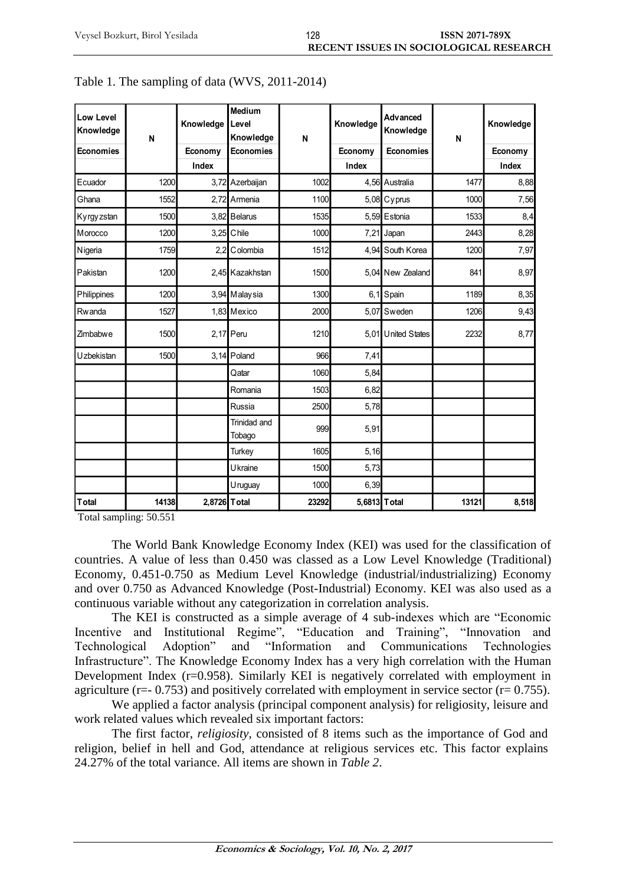Table 1. The sampling of data (WVS, 2011-2014)

| Low Level Knowledge Economies | N | Knowledge Economy Index | Medium Level Knowledge Economies | N | Knowledge Economy Index | Advanced Knowledge Economies | N | Knowledge Economy Index |
|---|---|---|---|---|---|---|---|---|
| Ecuador | 1200 | 3,72 | Azerbaijan | 1002 | 4,56 | Australia | 1477 | 8,88 |
| Ghana | 1552 | 2,72 | Armenia | 1100 | 5,08 | Cyprus | 1000 | 7,56 |
| Kyrgyzstan | 1500 | 3,82 | Belarus | 1535 | 5,59 | Estonia | 1533 | 8,4 |
| Morocco | 1200 | 3,25 | Chile | 1000 | 7,21 | Japan | 2443 | 8,28 |
| Nigeria | 1759 | 2,2 | Colombia | 1512 | 4,94 | South Korea | 1200 | 7,97 |
| Pakistan | 1200 | 2,45 | Kazakhstan | 1500 | 5,04 | New Zealand | 841 | 8,97 |
| Philippines | 1200 | 3,94 | Malaysia | 1300 | 6,1 | Spain | 1189 | 8,35 |
| Rwanda | 1527 | 1,83 | Mexico | 2000 | 5,07 | Sweden | 1206 | 9,43 |
| Zimbabwe | 1500 | 2,17 | Peru | 1210 | 5,01 | United States | 2232 | 8,77 |
| Uzbekistan | 1500 | 3,14 | Poland | 966 | 7,41 | | | |
| | | | Qatar | 1060 | 5,84 | | | |
| | | | Romania | 1503 | 6,82 | | | |
| | | | Russia | 2500 | 5,78 | | | |
| | | | Trinidad and Tobago | 999 | 5,91 | | | |
| | | | Turkey | 1605 | 5,16 | | | |
| | | | Ukraine | 1500 | 5,73 | | | |
| | | | Uruguay | 1000 | 6,39 | | | |
| **Total** | **14138** | **2,8726** | **Total** | **23292** | **5,6813** | **Total** | **13121** | **8,518** |

Total sampling: 50.551

The World Bank Knowledge Economy Index (KEI) was used for the classification of countries. A value of less than 0.450 was classed as a Low Level Knowledge (Traditional) Economy, 0.451-0.750 as Medium Level Knowledge (industrial/industrializing) Economy and over 0.750 as Advanced Knowledge (Post-Industrial) Economy. KEI was also used as a continuous variable without any categorization in correlation analysis.

The KEI is constructed as a simple average of 4 sub-indexes which are "Economic Incentive and Institutional Regime", "Education and Training", "Innovation and Technological Adoption" and "Information and Communications Technologies Infrastructure". The Knowledge Economy Index has a very high correlation with the Human Development Index ($r=0.958$). Similarly KEI is negatively correlated with employment in agriculture ($r=-0.753$) and positively correlated with employment in service sector ($r=0.755$).

We applied a factor analysis (principal component analysis) for religiosity, leisure and work related values which revealed six important factors:

The first factor, *religiosity*, consisted of 8 items such as the importance of God and religion, belief in hell and God, attendance at religious services etc. This factor explains 24.27% of the total variance. All items are shown in *Table 2*.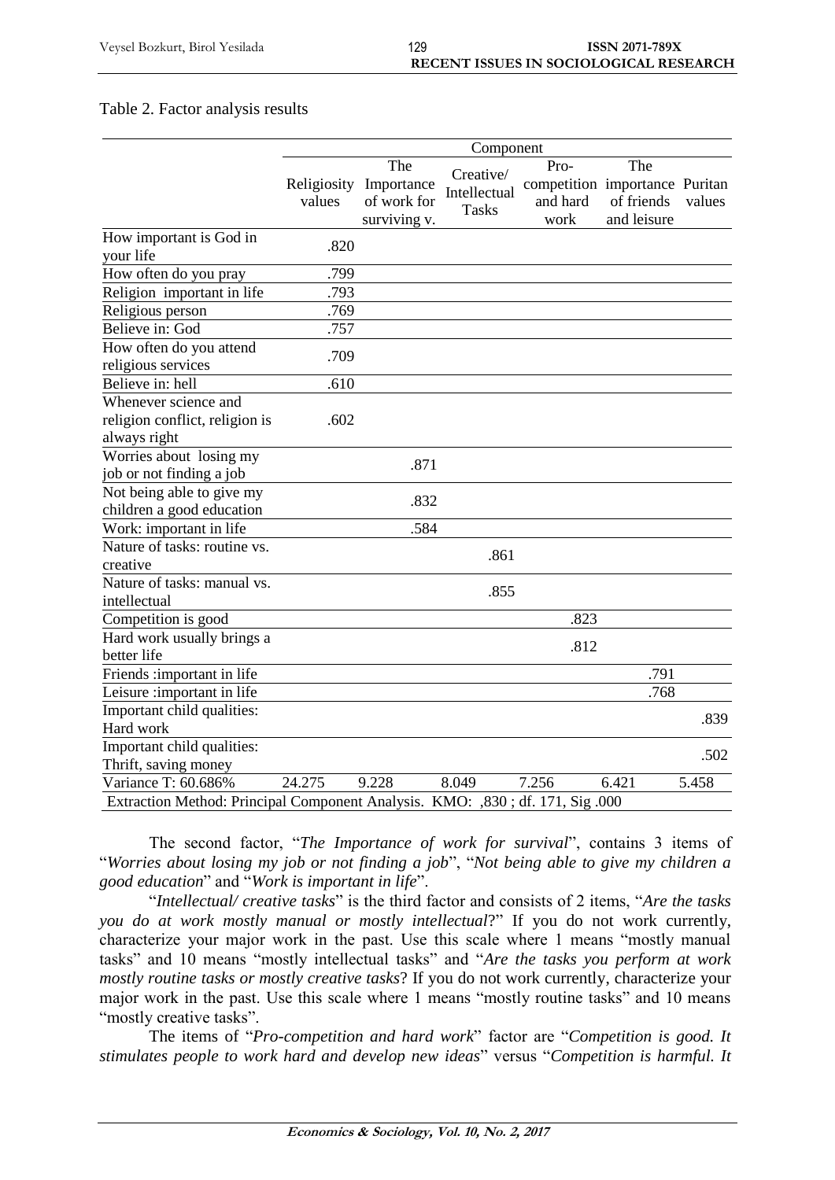Table 2. Factor analysis results

| | Component | | | | | |
|---|---|---|---|---|---|---|
| | Religiosity values | The Importance of work for surviving v. | Creative/ Intellectual Tasks | Pro-competition and hard work | The importance of friends and leisure | Puritan values |
| How important is God in your life | .820 | | | | | |
| How often do you pray | .799 | | | | | |
| Religion important in life | .793 | | | | | |
| Religious person | .769 | | | | | |
| Believe in: God | .757 | | | | | |
| How often do you attend religious services | .709 | | | | | |
| Believe in: hell | .610 | | | | | |
| Whenever science and religion conflict, religion is always right | .602 | | | | | |
| Worries about losing my job or not finding a job | | .871 | | | | |
| Not being able to give my children a good education | | .832 | | | | |
| Work: important in life | | .584 | | | | |
| Nature of tasks: routine vs. creative | | | .861 | | | |
| Nature of tasks: manual vs. intellectual | | | .855 | | | |
| Competition is good | | | | .823 | | |
| Hard work usually brings a better life | | | | .812 | | |
| Friends :important in life | | | | | .791 | |
| Leisure :important in life | | | | | .768 | |
| Important child qualities: Hard work | | | | | | .839 |
| Important child qualities: Thrift, saving money | | | | | | .502 |
| Variance T: 60.686% | 24.275 | 9.228 | 8.049 | 7.256 | 6.421 | 5.458 |

Extraction Method: Principal Component Analysis. KMO: ,830 ; df. 171, Sig .000

The second factor, "*The Importance of work for survival*", contains 3 items of "*Worries about losing my job or not finding a job*", "*Not being able to give my children a good education*" and "*Work is important in life*".

"*Intellectual/ creative tasks*" is the third factor and consists of 2 items, "*Are the tasks you do at work mostly manual or mostly intellectual*?" If you do not work currently, characterize your major work in the past. Use this scale where 1 means "mostly manual tasks" and 10 means "mostly intellectual tasks" and "*Are the tasks you perform at work mostly routine tasks or mostly creative tasks*? If you do not work currently, characterize your major work in the past. Use this scale where 1 means "mostly routine tasks" and 10 means "mostly creative tasks".

The items of "*Pro-competition and hard work*" factor are "*Competition is good. It stimulates people to work hard and develop new ideas*" versus "*Competition is harmful. It*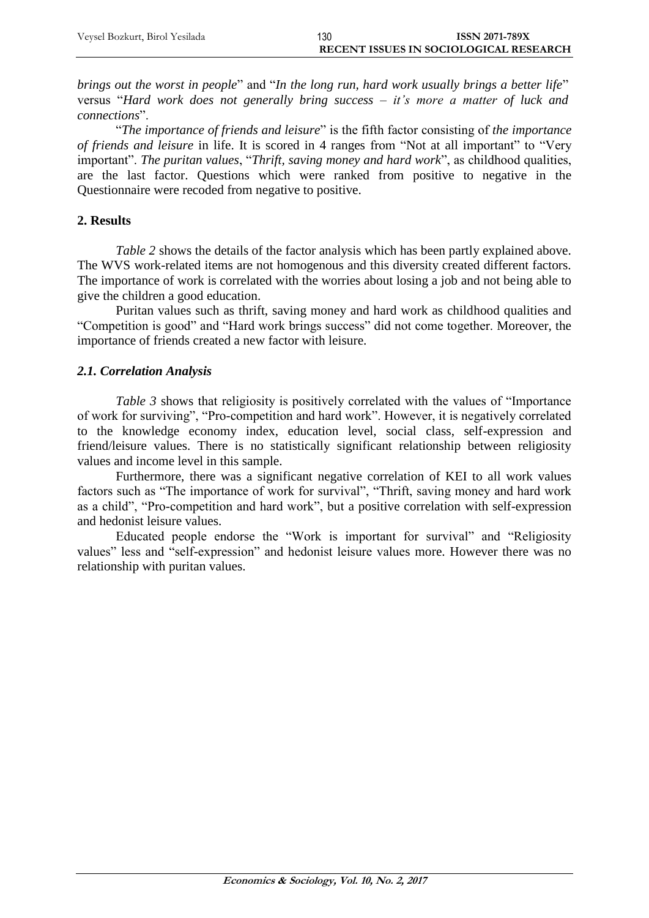*brings out the worst in people*" and "*In the long run, hard work usually brings a better life*" versus "*Hard work does not generally bring success – it's more a matter of luck and connections*".

"*The importance of friends and leisure*" is the fifth factor consisting of *the importance of friends and leisure* in life. It is scored in 4 ranges from "Not at all important" to "Very important". *The puritan values*, "*Thrift, saving money and hard work*", as childhood qualities, are the last factor. Questions which were ranked from positive to negative in the Questionnaire were recoded from negative to positive.

## 2. Results

*Table 2* shows the details of the factor analysis which has been partly explained above. The WVS work-related items are not homogenous and this diversity created different factors. The importance of work is correlated with the worries about losing a job and not being able to give the children a good education.

Puritan values such as thrift, saving money and hard work as childhood qualities and "Competition is good" and "Hard work brings success" did not come together. Moreover, the importance of friends created a new factor with leisure.

### *2.1. Correlation Analysis*

*Table 3* shows that religiosity is positively correlated with the values of "Importance of work for surviving", "Pro-competition and hard work". However, it is negatively correlated to the knowledge economy index, education level, social class, self-expression and friend/leisure values. There is no statistically significant relationship between religiosity values and income level in this sample.

Furthermore, there was a significant negative correlation of KEI to all work values factors such as "The importance of work for survival", "Thrift, saving money and hard work as a child", "Pro-competition and hard work", but a positive correlation with self-expression and hedonist leisure values.

Educated people endorse the "Work is important for survival" and "Religiosity values" less and "self-expression" and hedonist leisure values more. However there was no relationship with puritan values.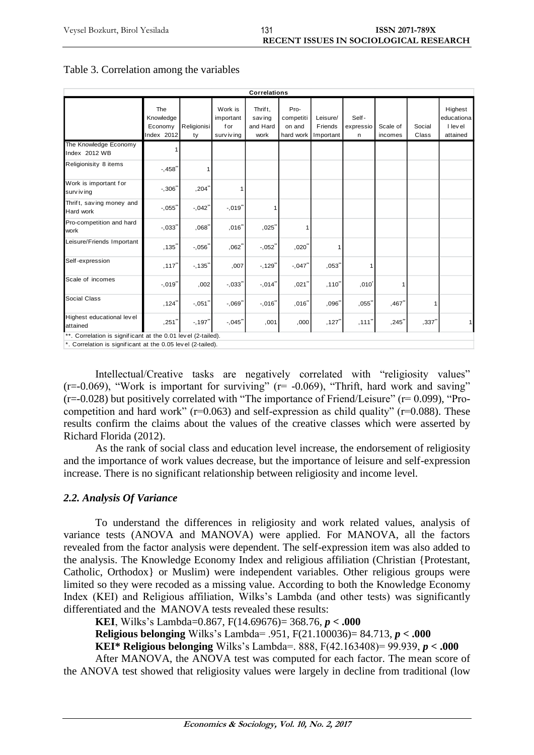Table 3. Correlation among the variables

| Correlations | | | | | | | | | | |
|---|---|---|---|---|---|---|---|---|---|---|
| | The Knowledge Economy Index 2012 | Religionisity | Work is important for surviving | Thrift, saving and Hard work | Pro-competition and hard work | Leisure/ Friends Important | Self-expression | Scale of incomes | Social Class | Highest educational level attained |
| The Knowledge Economy Index 2012 WB | 1 | | | | | | | | | |
| Religionisity 8 items | -,458** | 1 | | | | | | | | |
| Work is important for surviving | -,306** | ,204** | 1 | | | | | | | |
| Thrift, saving money and Hard work | -,055** | -,042** | -,019** | 1 | | | | | | |
| Pro-competition and hard work | -,033** | ,068** | ,016** | ,025** | 1 | | | | | |
| Leisure/Friends Important | ,135** | -,056** | ,062** | -,052** | ,020** | 1 | | | | |
| Self-expression | ,117** | -,135** | ,007 | -,129** | -,047** | ,053** | 1 | | | |
| Scale of incomes | -,019** | ,002 | -,033** | -,014** | ,021** | ,110** | ,010* | 1 | | |
| Social Class | ,124** | -,051** | -,069** | -,016** | ,016** | ,096** | ,055** | ,467** | 1 | |
| Highest educational level attained | ,251** | -,197** | -,045** | ,001 | ,000 | ,127** | ,111** | ,245** | ,337** | 1 |

**. Correlation is significant at the 0.01 level (2-tailed).
*. Correlation is significant at the 0.05 level (2-tailed).

Intellectual/Creative tasks are negatively correlated with "religiosity values" (r=-0.069), "Work is important for surviving" (r= -0.069), "Thrift, hard work and saving" (r=-0.028) but positively correlated with "The importance of Friend/Leisure" (r= 0.099), "Pro-competition and hard work" (r=0.063) and self-expression as child quality" (r=0.088). These results confirm the claims about the values of the creative classes which were asserted by Richard Florida (2012).

As the rank of social class and education level increase, the endorsement of religiosity and the importance of work values decrease, but the importance of leisure and self-expression increase. There is no significant relationship between religiosity and income level.

### *2.2. Analysis Of Variance*

To understand the differences in religiosity and work related values, analysis of variance tests (ANOVA and MANOVA) were applied. For MANOVA, all the factors revealed from the factor analysis were dependent. The self-expression item was also added to the analysis. The Knowledge Economy Index and religious affiliation (Christian {Protestant, Catholic, Orthodox} or Muslim) were independent variables. Other religious groups were limited so they were recoded as a missing value. According to both the Knowledge Economy Index (KEI) and Religious affiliation, Wilks's Lambda (and other tests) was significantly differentiated and the MANOVA tests revealed these results:

**KEI**, Wilks's Lambda=0.867, F(14.69676)= 368.76, ***p* < .000**

**Religious belonging** Wilks's Lambda= .951, F(21.100036)= 84.713, ***p* < .000**

**KEI* Religious belonging** Wilks's Lambda=. 888, F(42.163408)= 99.939, ***p* < .000**

After MANOVA, the ANOVA test was computed for each factor. The mean score of the ANOVA test showed that religiosity values were largely in decline from traditional (low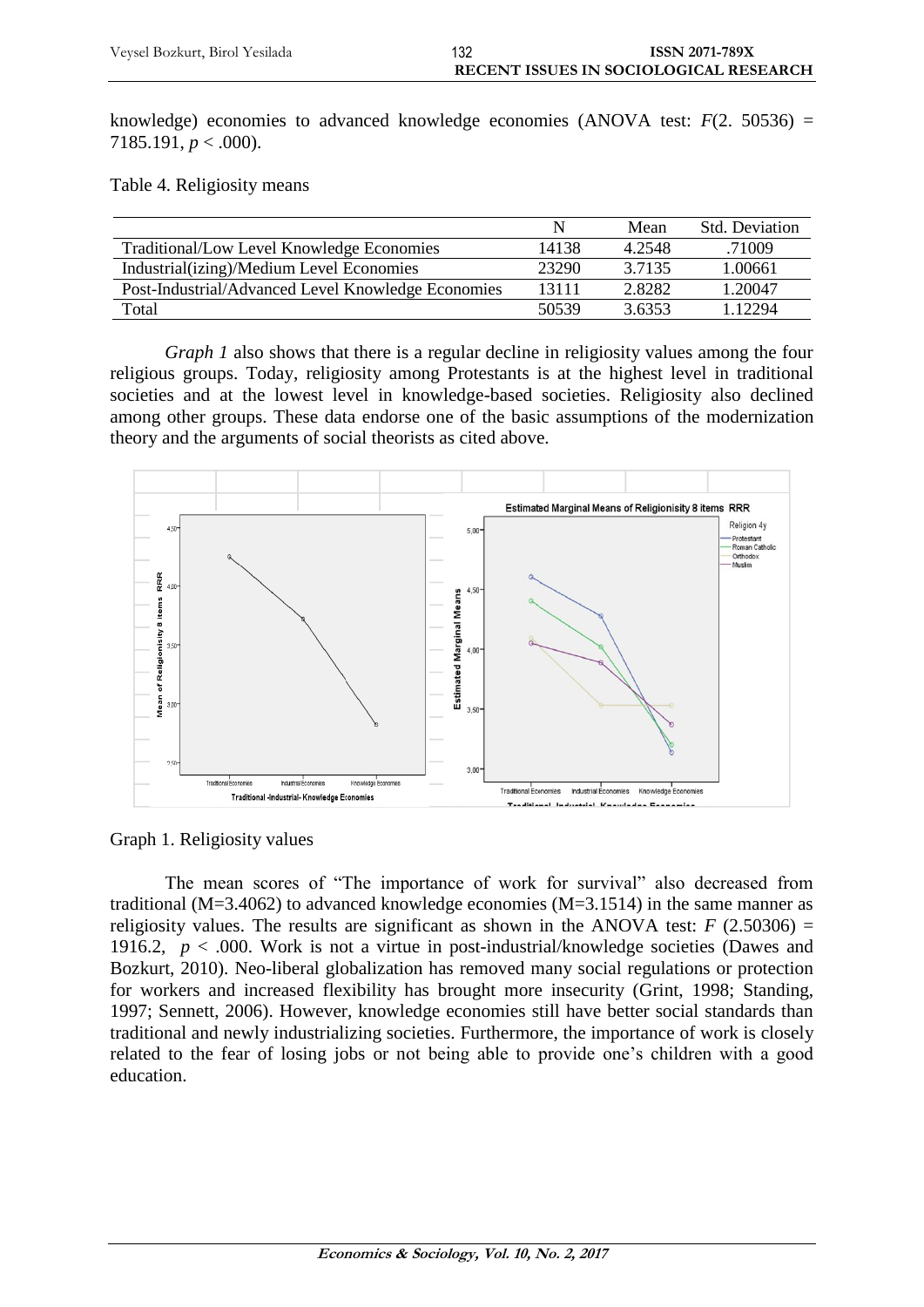knowledge) economies to advanced knowledge economies (ANOVA test: $F(2. 50536) = 7185.191$, $p < .000$).

Table 4. Religiosity means

| | N | Mean | Std. Deviation |
|---|---|---|---|
| Traditional/Low Level Knowledge Economies | 14138 | 4.2548 | .71009 |
| Industrial(izing)/Medium Level Economies | 23290 | 3.7135 | 1.00661 |
| Post-Industrial/Advanced Level Knowledge Economies | 13111 | 2.8282 | 1.20047 |
| Total | 50539 | 3.6353 | 1.12294 |

*Graph 1* also shows that there is a regular decline in religiosity values among the four religious groups. Today, religiosity among Protestants is at the highest level in traditional societies and at the lowest level in knowledge-based societies. Religiosity also declined among other groups. These data endorse one of the basic assumptions of the modernization theory and the arguments of social theorists as cited above.

Graph 1. Religiosity values

The mean scores of "The importance of work for survival" also decreased from traditional (M=3.4062) to advanced knowledge economies (M=3.1514) in the same manner as religiosity values. The results are significant as shown in the ANOVA test: $F\ (2.50306) = 1916.2$, $p < .000$. Work is not a virtue in post-industrial/knowledge societies (Dawes and Bozkurt, 2010). Neo-liberal globalization has removed many social regulations or protection for workers and increased flexibility has brought more insecurity (Grint, 1998; Standing, 1997; Sennett, 2006). However, knowledge economies still have better social standards than traditional and newly industrializing societies. Furthermore, the importance of work is closely related to the fear of losing jobs or not being able to provide one's children with a good education.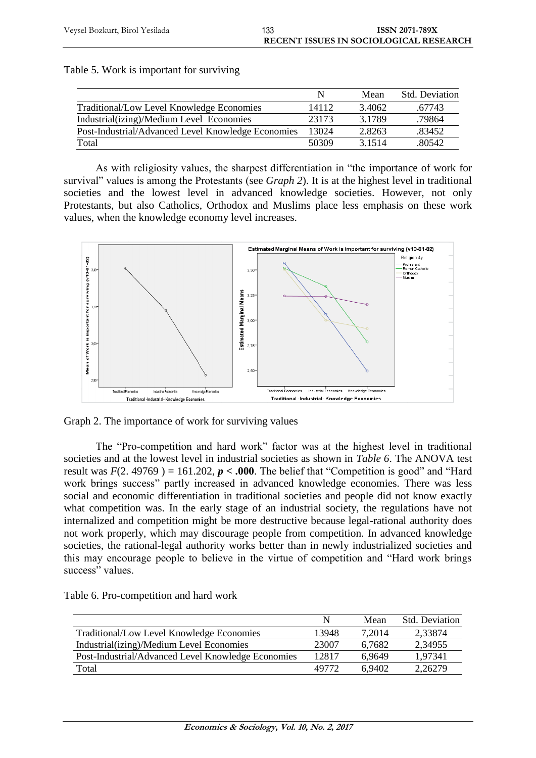Table 5. Work is important for surviving

| | N | Mean | Std. Deviation |
|---|---|---|---|
| Traditional/Low Level Knowledge Economies | 14112 | 3.4062 | .67743 |
| Industrial(izing)/Medium Level Economies | 23173 | 3.1789 | .79864 |
| Post-Industrial/Advanced Level Knowledge Economies | 13024 | 2.8263 | .83452 |
| Total | 50309 | 3.1514 | .80542 |

As with religiosity values, the sharpest differentiation in "the importance of work for survival" values is among the Protestants (see *Graph 2*). It is at the highest level in traditional societies and the lowest level in advanced knowledge societies. However, not only Protestants, but also Catholics, Orthodox and Muslims place less emphasis on these work values, when the knowledge economy level increases.

Graph 2. The importance of work for surviving values

The "Pro-competition and hard work" factor was at the highest level in traditional societies and at the lowest level in industrial societies as shown in *Table 6*. The ANOVA test result was $F(2.\ 49769) = 161.202$, $\boldsymbol{p < .000}$. The belief that "Competition is good" and "Hard work brings success" partly increased in advanced knowledge economies. There was less social and economic differentiation in traditional societies and people did not know exactly what competition was. In the early stage of an industrial society, the regulations have not internalized and competition might be more destructive because legal-rational authority does not work properly, which may discourage people from competition. In advanced knowledge societies, the rational-legal authority works better than in newly industrialized societies and this may encourage people to believe in the virtue of competition and "Hard work brings success" values.

Table 6. Pro-competition and hard work

| | N | Mean | Std. Deviation |
|---|---|---|---|
| Traditional/Low Level Knowledge Economies | 13948 | 7,2014 | 2,33874 |
| Industrial(izing)/Medium Level Economies | 23007 | 6,7682 | 2,34955 |
| Post-Industrial/Advanced Level Knowledge Economies | 12817 | 6,9649 | 1,97341 |
| Total | 49772 | 6,9402 | 2,26279 |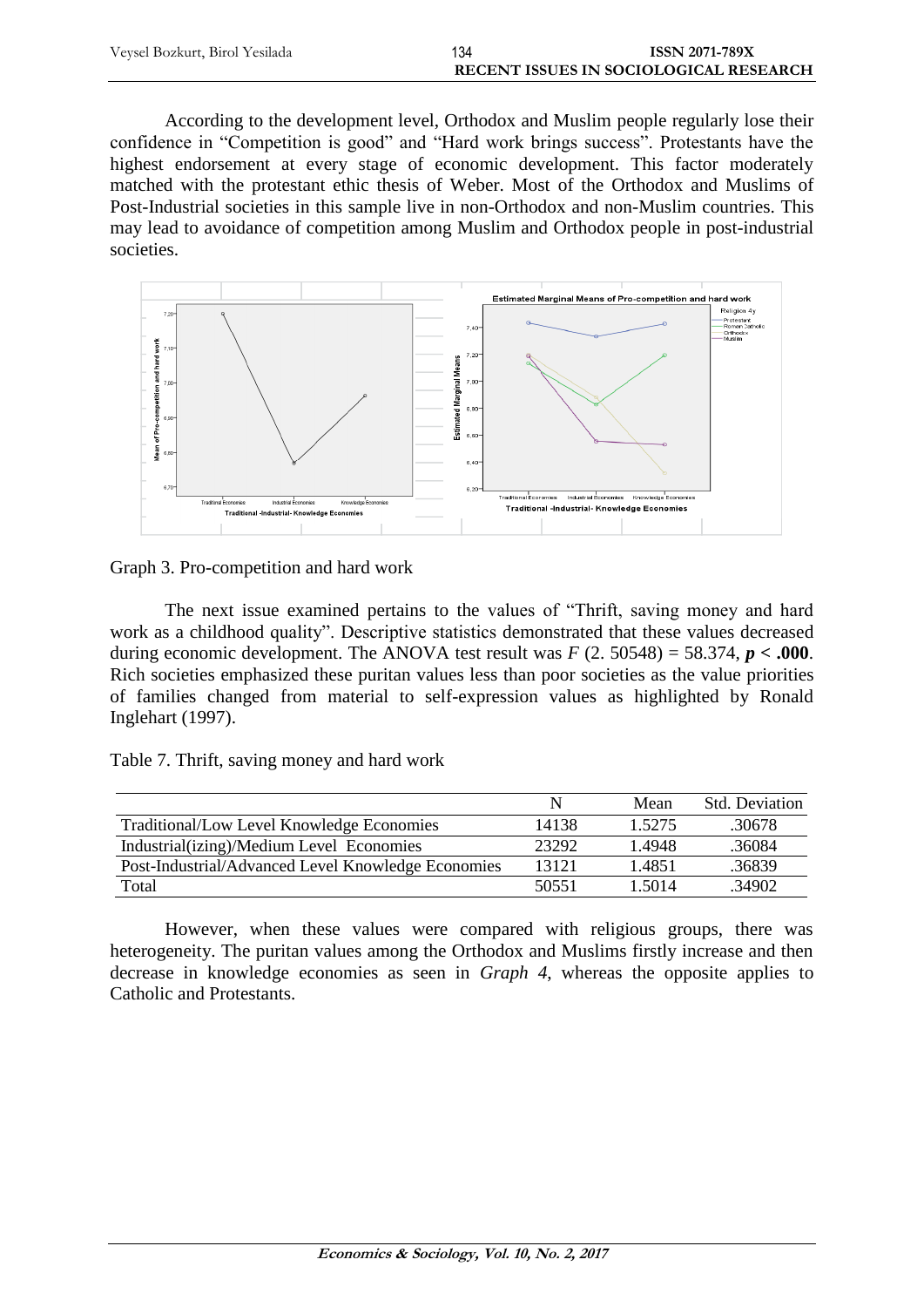According to the development level, Orthodox and Muslim people regularly lose their confidence in "Competition is good" and "Hard work brings success". Protestants have the highest endorsement at every stage of economic development. This factor moderately matched with the protestant ethic thesis of Weber. Most of the Orthodox and Muslims of Post-Industrial societies in this sample live in non-Orthodox and non-Muslim countries. This may lead to avoidance of competition among Muslim and Orthodox people in post-industrial societies.

Graph 3. Pro-competition and hard work

The next issue examined pertains to the values of "Thrift, saving money and hard work as a childhood quality". Descriptive statistics demonstrated that these values decreased during economic development. The ANOVA test result was $F$ (2. 50548) = 58.374, $p$ **< .000**. Rich societies emphasized these puritan values less than poor societies as the value priorities of families changed from material to self-expression values as highlighted by Ronald Inglehart (1997).

Table 7. Thrift, saving money and hard work

| | N | Mean | Std. Deviation |
|---|---|---|---|
| Traditional/Low Level Knowledge Economies | 14138 | 1.5275 | .30678 |
| Industrial(izing)/Medium Level Economies | 23292 | 1.4948 | .36084 |
| Post-Industrial/Advanced Level Knowledge Economies | 13121 | 1.4851 | .36839 |
| Total | 50551 | 1.5014 | .34902 |

However, when these values were compared with religious groups, there was heterogeneity. The puritan values among the Orthodox and Muslims firstly increase and then decrease in knowledge economies as seen in *Graph 4*, whereas the opposite applies to Catholic and Protestants.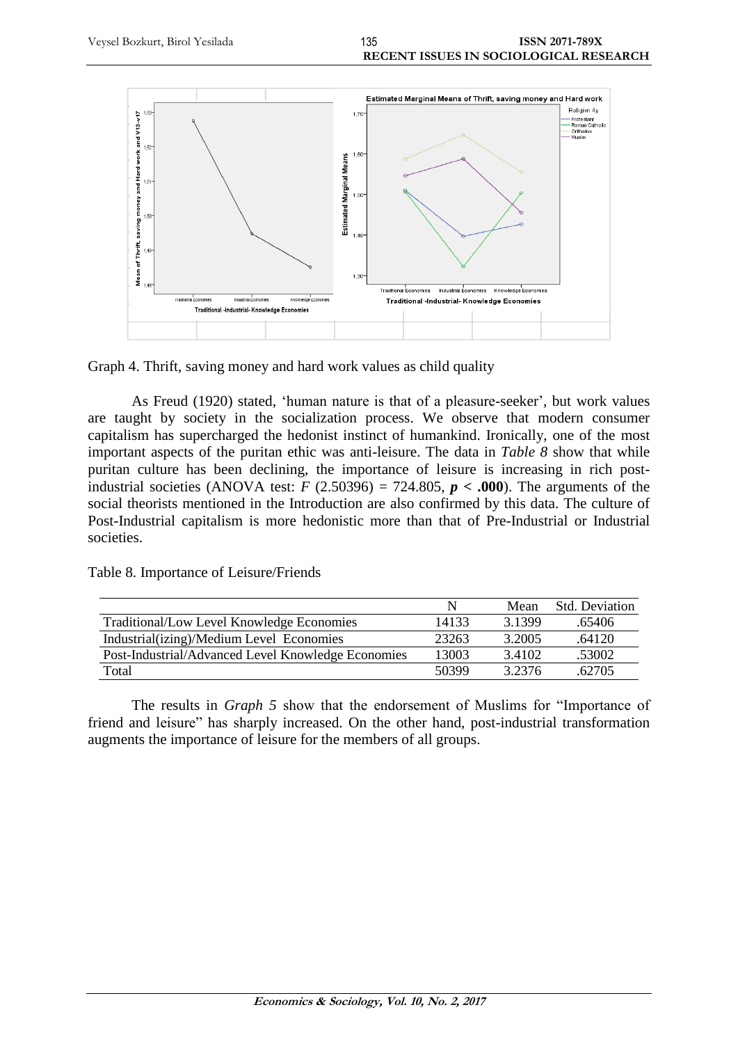Graph 4. Thrift, saving money and hard work values as child quality

As Freud (1920) stated, 'human nature is that of a pleasure-seeker', but work values are taught by society in the socialization process. We observe that modern consumer capitalism has supercharged the hedonist instinct of humankind. Ironically, one of the most important aspects of the puritan ethic was anti-leisure. The data in *Table 8* show that while puritan culture has been declining, the importance of leisure is increasing in rich post-industrial societies (ANOVA test: $F$ (2.50396) = 724.805, $\boldsymbol{p}$ **< .000**). The arguments of the social theorists mentioned in the Introduction are also confirmed by this data. The culture of Post-Industrial capitalism is more hedonistic more than that of Pre-Industrial or Industrial societies.

Table 8. Importance of Leisure/Friends

| | N | Mean | Std. Deviation |
|---|---|---|---|
| Traditional/Low Level Knowledge Economies | 14133 | 3.1399 | .65406 |
| Industrial(izing)/Medium Level Economies | 23263 | 3.2005 | .64120 |
| Post-Industrial/Advanced Level Knowledge Economies | 13003 | 3.4102 | .53002 |
| Total | 50399 | 3.2376 | .62705 |

The results in *Graph 5* show that the endorsement of Muslims for "Importance of friend and leisure" has sharply increased. On the other hand, post-industrial transformation augments the importance of leisure for the members of all groups.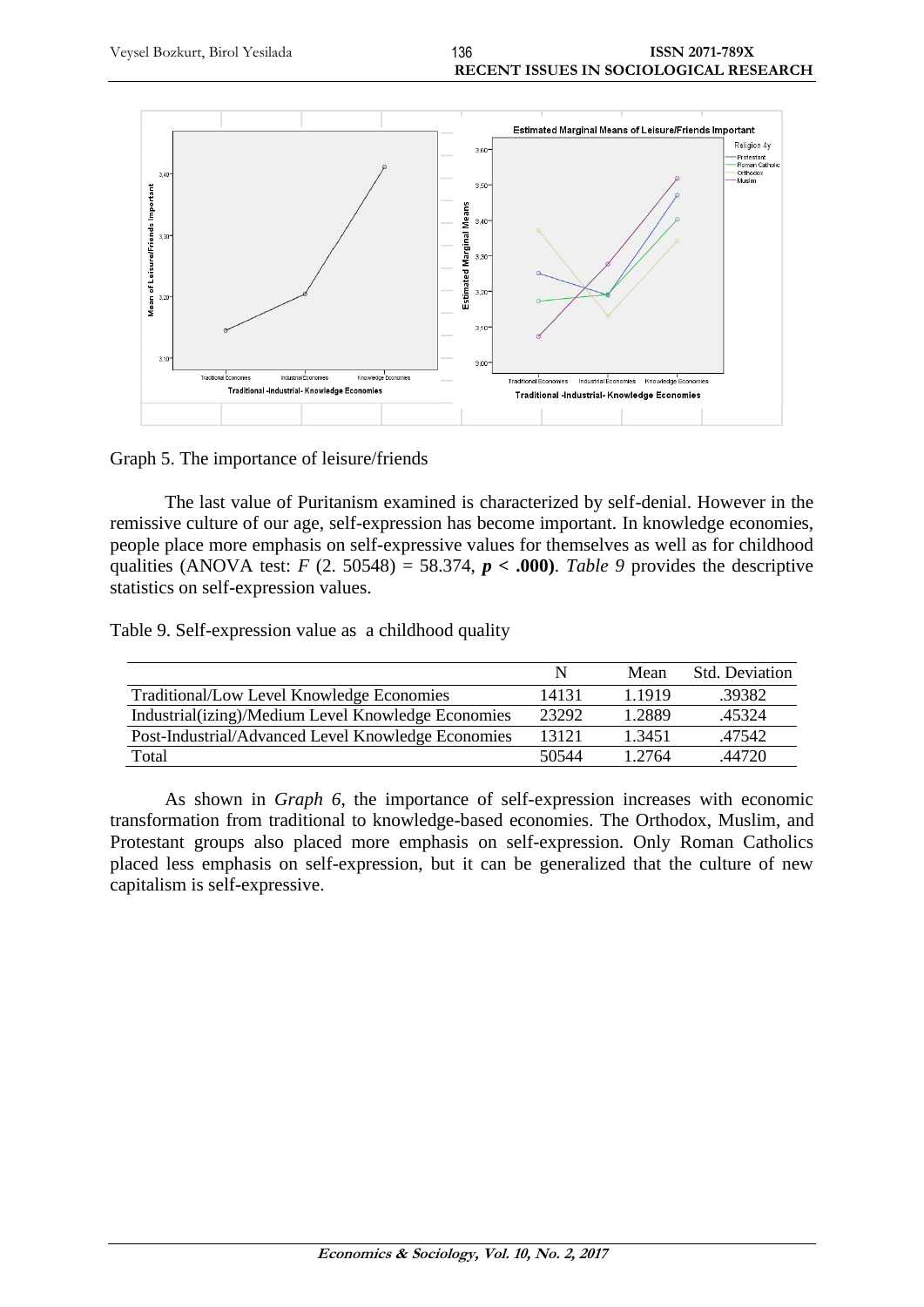Graph 5. The importance of leisure/friends

The last value of Puritanism examined is characterized by self-denial. However in the remissive culture of our age, self-expression has become important. In knowledge economies, people place more emphasis on self-expressive values for themselves as well as for childhood qualities (ANOVA test: $F$ (2. 50548) = 58.374, $p$ < **.000)**. *Table 9* provides the descriptive statistics on self-expression values.

Table 9. Self-expression value as a childhood quality

| | N | Mean | Std. Deviation |
|---|---|---|---|
| Traditional/Low Level Knowledge Economies | 14131 | 1.1919 | .39382 |
| Industrial(izing)/Medium Level Knowledge Economies | 23292 | 1.2889 | .45324 |
| Post-Industrial/Advanced Level Knowledge Economies | 13121 | 1.3451 | .47542 |
| Total | 50544 | 1.2764 | .44720 |

As shown in *Graph 6*, the importance of self-expression increases with economic transformation from traditional to knowledge-based economies. The Orthodox, Muslim, and Protestant groups also placed more emphasis on self-expression. Only Roman Catholics placed less emphasis on self-expression, but it can be generalized that the culture of new capitalism is self-expressive.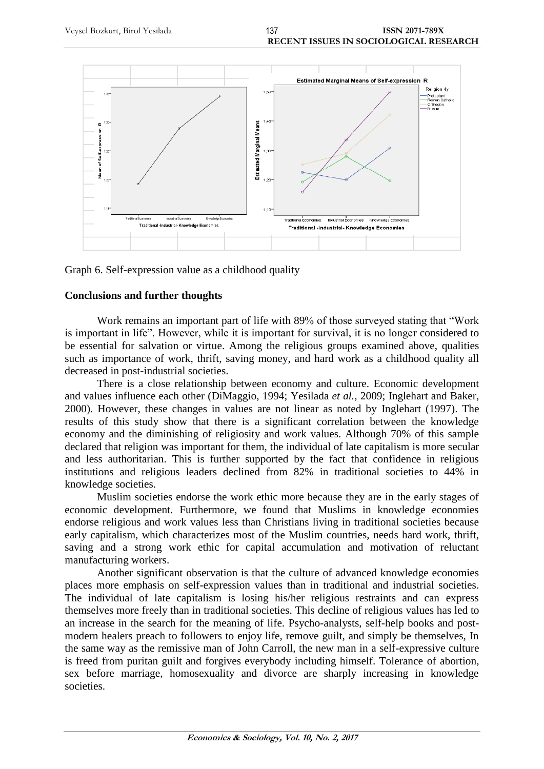Graph 6. Self-expression value as a childhood quality

## Conclusions and further thoughts

Work remains an important part of life with 89% of those surveyed stating that "Work is important in life". However, while it is important for survival, it is no longer considered to be essential for salvation or virtue. Among the religious groups examined above, qualities such as importance of work, thrift, saving money, and hard work as a childhood quality all decreased in post-industrial societies.

There is a close relationship between economy and culture. Economic development and values influence each other (DiMaggio, 1994; Yesilada *et al.*, 2009; Inglehart and Baker, 2000). However, these changes in values are not linear as noted by Inglehart (1997). The results of this study show that there is a significant correlation between the knowledge economy and the diminishing of religiosity and work values. Although 70% of this sample declared that religion was important for them, the individual of late capitalism is more secular and less authoritarian. This is further supported by the fact that confidence in religious institutions and religious leaders declined from 82% in traditional societies to 44% in knowledge societies.

Muslim societies endorse the work ethic more because they are in the early stages of economic development. Furthermore, we found that Muslims in knowledge economies endorse religious and work values less than Christians living in traditional societies because early capitalism, which characterizes most of the Muslim countries, needs hard work, thrift, saving and a strong work ethic for capital accumulation and motivation of reluctant manufacturing workers.

Another significant observation is that the culture of advanced knowledge economies places more emphasis on self-expression values than in traditional and industrial societies. The individual of late capitalism is losing his/her religious restraints and can express themselves more freely than in traditional societies. This decline of religious values has led to an increase in the search for the meaning of life. Psycho-analysts, self-help books and post-modern healers preach to followers to enjoy life, remove guilt, and simply be themselves, In the same way as the remissive man of John Carroll, the new man in a self-expressive culture is freed from puritan guilt and forgives everybody including himself. Tolerance of abortion, sex before marriage, homosexuality and divorce are sharply increasing in knowledge societies.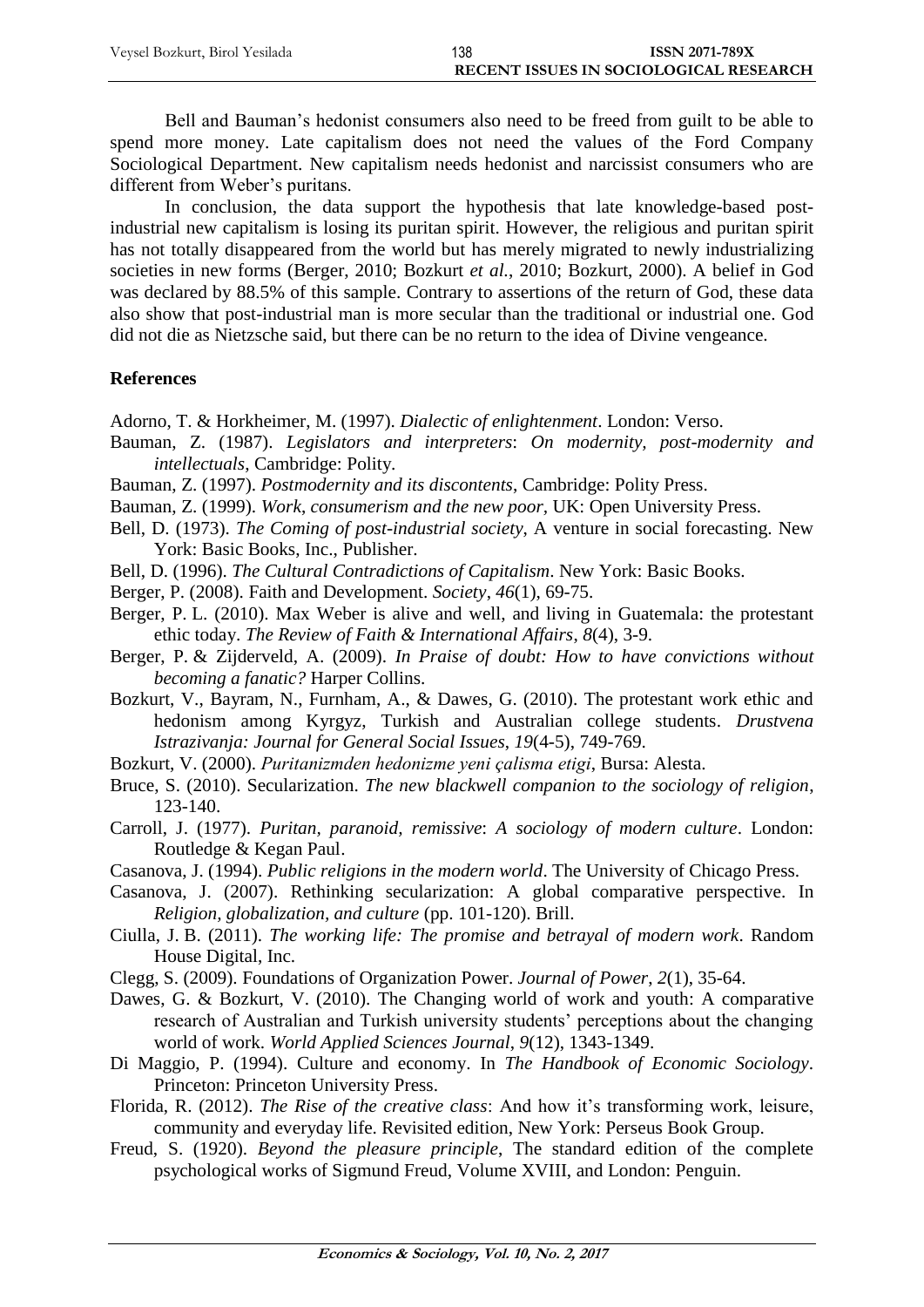Bell and Bauman's hedonist consumers also need to be freed from guilt to be able to spend more money. Late capitalism does not need the values of the Ford Company Sociological Department. New capitalism needs hedonist and narcissist consumers who are different from Weber's puritans.

In conclusion, the data support the hypothesis that late knowledge-based post-industrial new capitalism is losing its puritan spirit. However, the religious and puritan spirit has not totally disappeared from the world but has merely migrated to newly industrializing societies in new forms (Berger, 2010; Bozkurt *et al.*, 2010; Bozkurt, 2000). A belief in God was declared by 88.5% of this sample. Contrary to assertions of the return of God, these data also show that post-industrial man is more secular than the traditional or industrial one. God did not die as Nietzsche said, but there can be no return to the idea of Divine vengeance.

## References

Adorno, T. & Horkheimer, M. (1997). *Dialectic of enlightenment*. London: Verso.

Bauman, Z. (1987). *Legislators and interpreters*: *On modernity, post-modernity and intellectuals*, Cambridge: Polity.

Bauman, Z. (1997). *Postmodernity and its discontents*, Cambridge: Polity Press.

Bauman, Z. (1999). *Work, consumerism and the new poor*, UK: Open University Press.

Bell, D. (1973). *The Coming of post-industrial society*, A venture in social forecasting. New York: Basic Books, Inc., Publisher.

Bell, D. (1996). *The Cultural Contradictions of Capitalism*. New York: Basic Books.

Berger, P. (2008). Faith and Development. *Society*, *46*(1), 69-75.

Berger, P. L. (2010). Max Weber is alive and well, and living in Guatemala: the protestant ethic today. *The Review of Faith & International Affairs*, *8*(4), 3-9.

Berger, P. & Zijderveld, A. (2009). *In Praise of doubt: How to have convictions without becoming a fanatic?* Harper Collins.

Bozkurt, V., Bayram, N., Furnham, A., & Dawes, G. (2010). The protestant work ethic and hedonism among Kyrgyz, Turkish and Australian college students. *Drustvena Istrazivanja: Journal for General Social Issues*, *19*(4-5), 749-769.

Bozkurt, V. (2000). *Puritanizmden hedonizme yeni çalisma etigi*, Bursa: Alesta.

Bruce, S. (2010). Secularization. *The new blackwell companion to the sociology of religion*, 123-140.

Carroll, J. (1977). *Puritan, paranoid, remissive*: *A sociology of modern culture*. London: Routledge & Kegan Paul.

Casanova, J. (1994). *Public religions in the modern world*. The University of Chicago Press.

Casanova, J. (2007). Rethinking secularization: A global comparative perspective. In *Religion, globalization, and culture* (pp. 101-120). Brill.

Ciulla, J. B. (2011). *The working life: The promise and betrayal of modern work*. Random House Digital, Inc.

Clegg, S. (2009). Foundations of Organization Power. *Journal of Power*, *2*(1), 35-64.

Dawes, G. & Bozkurt, V. (2010). The Changing world of work and youth: A comparative research of Australian and Turkish university students' perceptions about the changing world of work. *World Applied Sciences Journal*, *9*(12), 1343-1349.

Di Maggio, P. (1994). Culture and economy. In *The Handbook of Economic Sociology*. Princeton: Princeton University Press.

Florida, R. (2012). *The Rise of the creative class*: And how it's transforming work, leisure, community and everyday life. Revisited edition, New York: Perseus Book Group.

Freud, S. (1920). *Beyond the pleasure principle*, The standard edition of the complete psychological works of Sigmund Freud, Volume XVIII, and London: Penguin.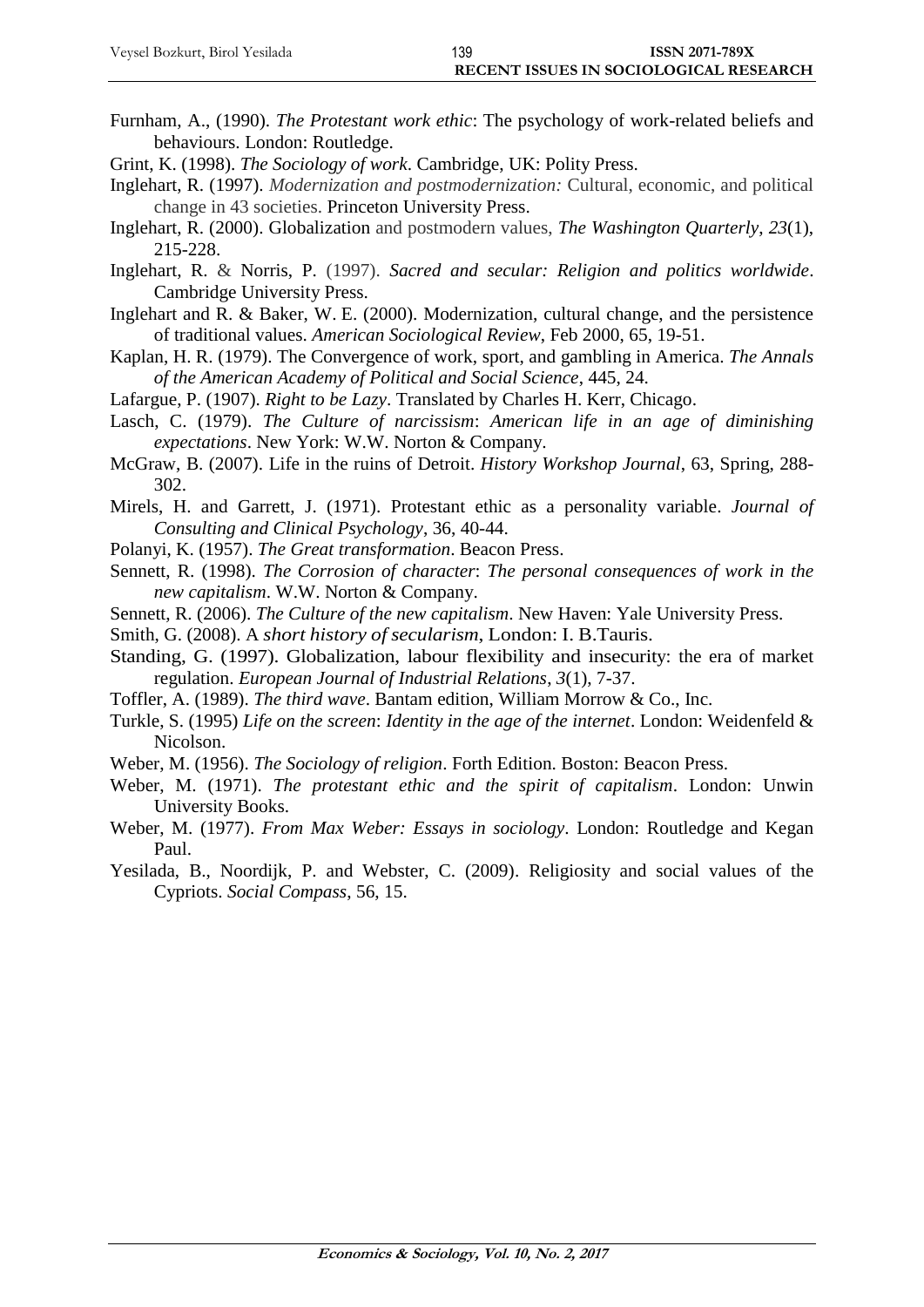Furnham, A., (1990). *The Protestant work ethic*: The psychology of work-related beliefs and behaviours. London: Routledge.

Grint, K. (1998). *The Sociology of work*. Cambridge, UK: Polity Press.

Inglehart, R. (1997). *Modernization and postmodernization:* Cultural, economic, and political change in 43 societies. Princeton University Press.

Inglehart, R. (2000). Globalization and postmodern values, *The Washington Quarterly*, *23*(1), 215-228.

Inglehart, R. & Norris, P. (1997). *Sacred and secular: Religion and politics worldwide*. Cambridge University Press.

Inglehart and R. & Baker, W. E. (2000). Modernization, cultural change, and the persistence of traditional values. *American Sociological Review*, Feb 2000, 65, 19-51.

Kaplan, H. R. (1979). The Convergence of work, sport, and gambling in America. *The Annals of the American Academy of Political and Social Science*, 445, 24.

Lafargue, P. (1907). *Right to be Lazy*. Translated by Charles H. Kerr, Chicago.

Lasch, C. (1979). *The Culture of narcissism*: *American life in an age of diminishing expectations*. New York: W.W. Norton & Company.

McGraw, B. (2007). Life in the ruins of Detroit. *History Workshop Journal*, 63, Spring, 288-302.

Mirels, H. and Garrett, J. (1971). Protestant ethic as a personality variable. *Journal of Consulting and Clinical Psychology*, 36, 40-44.

Polanyi, K. (1957). *The Great transformation*. Beacon Press.

Sennett, R. (1998). *The Corrosion of character*: *The personal consequences of work in the new capitalism*. W.W. Norton & Company.

Sennett, R. (2006). *The Culture of the new capitalism*. New Haven: Yale University Press.

Smith, G. (2008). A *short history of secularism*, London: I. B.Tauris.

Standing, G. (1997). Globalization, labour flexibility and insecurity: the era of market regulation. *European Journal of Industrial Relations*, *3*(1), 7-37.

Toffler, A. (1989). *The third wave*. Bantam edition, William Morrow & Co., Inc.

Turkle, S. (1995) *Life on the screen*: *Identity in the age of the internet*. London: Weidenfeld & Nicolson.

Weber, M. (1956). *The Sociology of religion*. Forth Edition. Boston: Beacon Press.

Weber, M. (1971). *The protestant ethic and the spirit of capitalism*. London: Unwin University Books.

Weber, M. (1977). *From Max Weber: Essays in sociology*. London: Routledge and Kegan Paul.

Yesilada, B., Noordijk, P. and Webster, C. (2009). Religiosity and social values of the Cypriots. *Social Compass*, 56, 15.